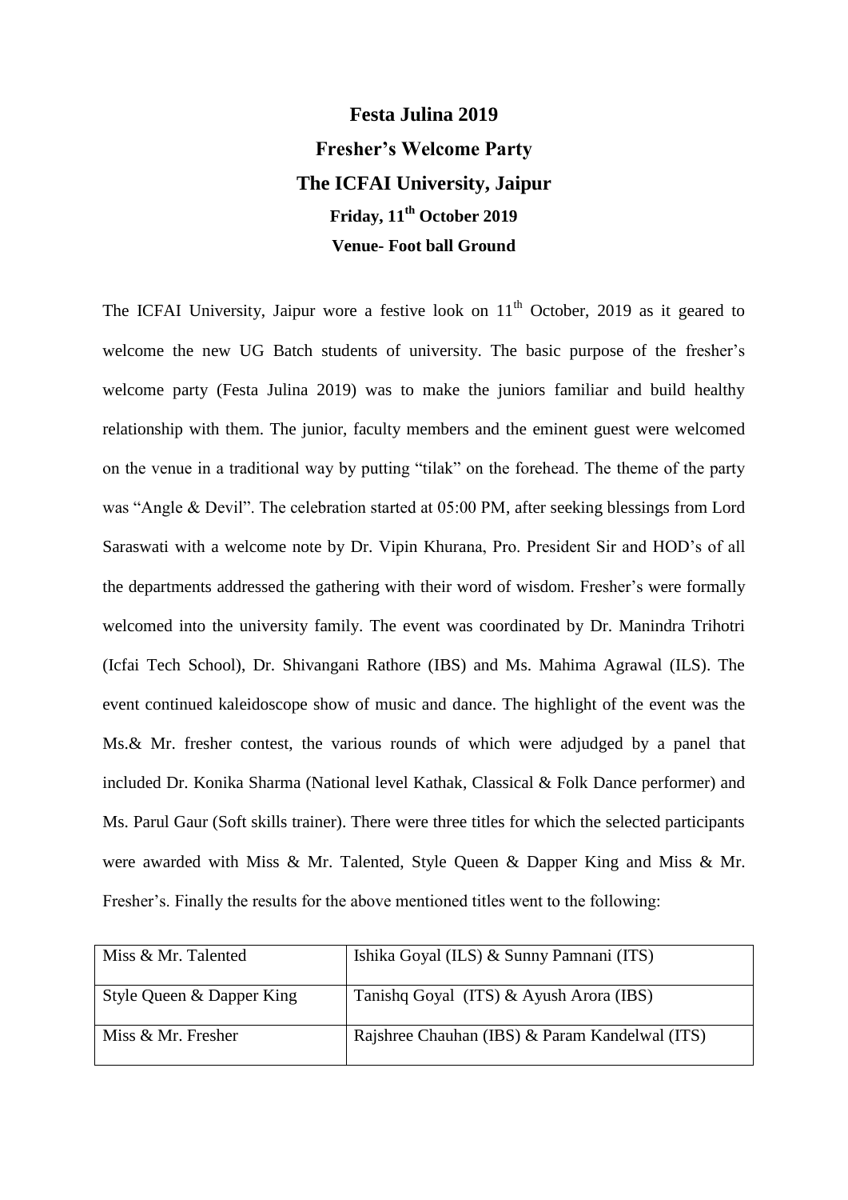# Festa Julina 2019

## Fresher's Welcome Party

## The ICFAI University, Jaipur

### Friday, 11th October 2019

### Venue- Foot ball Ground

The ICFAI University, Jaipur wore a festive look on 11th October, 2019 as it geared to welcome the new UG Batch students of university. The basic purpose of the fresher's welcome party (Festa Julina 2019) was to make the juniors familiar and build healthy relationship with them. The junior, faculty members and the eminent guest were welcomed on the venue in a traditional way by putting "tilak" on the forehead. The theme of the party was "Angle & Devil". The celebration started at 05:00 PM, after seeking blessings from Lord Saraswati with a welcome note by Dr. Vipin Khurana, Pro. President Sir and HOD's of all the departments addressed the gathering with their word of wisdom. Fresher's were formally welcomed into the university family. The event was coordinated by Dr. Manindra Trihotri (Icfai Tech School), Dr. Shivangani Rathore (IBS) and Ms. Mahima Agrawal (ILS). The event continued kaleidoscope show of music and dance. The highlight of the event was the Ms.& Mr. fresher contest, the various rounds of which were adjudged by a panel that included Dr. Konika Sharma (National level Kathak, Classical & Folk Dance performer) and Ms. Parul Gaur (Soft skills trainer). There were three titles for which the selected participants were awarded with Miss & Mr. Talented, Style Queen & Dapper King and Miss & Mr. Fresher's. Finally the results for the above mentioned titles went to the following:

| | |
|---|---|
| Miss & Mr. Talented | Ishika Goyal (ILS) & Sunny Pamnani (ITS) |
| Style Queen & Dapper King | Tanishq Goyal (ITS) & Ayush Arora (IBS) |
| Miss & Mr. Fresher | Rajshree Chauhan (IBS) & Param Kandelwal (ITS) |